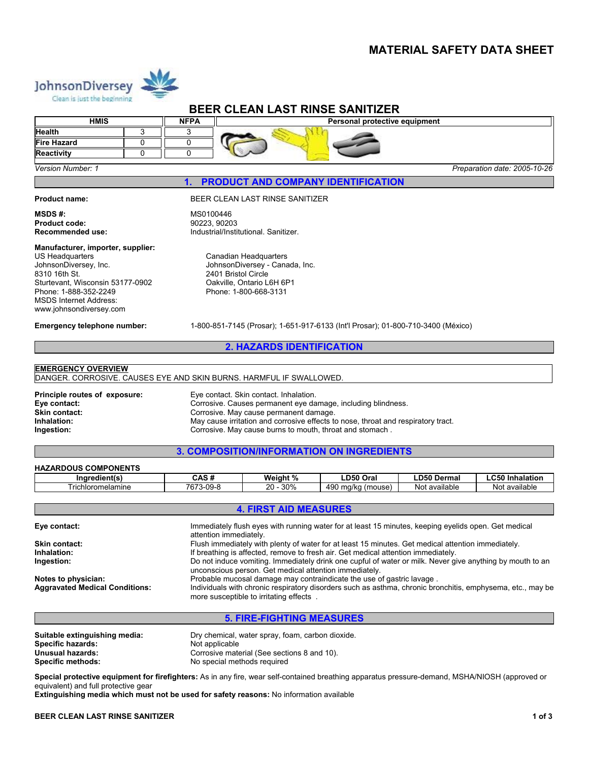# MATERIAL SAFETY DATA SHEET

JohnsonDiversey
Clean is just the beginning

## BEER CLEAN LAST RINSE SANITIZER

| HMIS | | NFPA | Personal protective equipment |
|---|---|---|---|
| Health | 3 | 3 | |
| Fire Hazard | 0 | 0 | |
| Reactivity | 0 | 0 | |

*Version Number: 1* — *Preparation date: 2005-10-26*

## 1. PRODUCT AND COMPANY IDENTIFICATION

**Product name:** BEER CLEAN LAST RINSE SANITIZER

**MSDS #:** MS0100446
**Product code:** 90223, 90203
**Recommended use:** Industrial/Institutional. Sanitizer.

**Manufacturer, importer, supplier:**

US Headquarters
JohnsonDiversey, Inc.
8310 16th St.
Sturtevant, Wisconsin 53177-0902
Phone: 1-888-352-2249
MSDS Internet Address:
www.johnsondiversey.com

Canadian Headquarters
JohnsonDiversey - Canada, Inc.
2401 Bristol Circle
Oakville, Ontario L6H 6P1
Phone: 1-800-668-3131

**Emergency telephone number:** 1-800-851-7145 (Prosar); 1-651-917-6133 (Int'l Prosar); 01-800-710-3400 (México)

## 2. HAZARDS IDENTIFICATION

**EMERGENCY OVERVIEW**
DANGER. CORROSIVE. CAUSES EYE AND SKIN BURNS. HARMFUL IF SWALLOWED.

**Principle routes of exposure:** Eye contact. Skin contact. Inhalation.
**Eye contact:** Corrosive. Causes permanent eye damage, including blindness.
**Skin contact:** Corrosive. May cause permanent damage.
**Inhalation:** May cause irritation and corrosive effects to nose, throat and respiratory tract.
**Ingestion:** Corrosive. May cause burns to mouth, throat and stomach .

## 3. COMPOSITION/INFORMATION ON INGREDIENTS

**HAZARDOUS COMPONENTS**

| Ingredient(s) | CAS # | Weight % | LD50 Oral | LD50 Dermal | LC50 Inhalation |
|---|---|---|---|---|---|
| Trichloromelamine | 7673-09-8 | 20 - 30% | 490 mg/kg (mouse) | Not available | Not available |

## 4. FIRST AID MEASURES

**Eye contact:** Immediately flush eyes with running water for at least 15 minutes, keeping eyelids open. Get medical attention immediately.
**Skin contact:** Flush immediately with plenty of water for at least 15 minutes. Get medical attention immediately.
**Inhalation:** If breathing is affected, remove to fresh air. Get medical attention immediately.
**Ingestion:** Do not induce vomiting. Immediately drink one cupful of water or milk. Never give anything by mouth to an unconscious person. Get medical attention immediately.
**Notes to physician:** Probable mucosal damage may contraindicate the use of gastric lavage .
**Aggravated Medical Conditions:** Individuals with chronic respiratory disorders such as asthma, chronic bronchitis, emphysema, etc., may be more susceptible to irritating effects .

## 5. FIRE-FIGHTING MEASURES

**Suitable extinguishing media:** Dry chemical, water spray, foam, carbon dioxide.
**Specific hazards:** Not applicable
**Unusual hazards:** Corrosive material (See sections 8 and 10).
**Specific methods:** No special methods required

**Special protective equipment for firefighters:** As in any fire, wear self-contained breathing apparatus pressure-demand, MSHA/NIOSH (approved or equivalent) and full protective gear
**Extinguishing media which must not be used for safety reasons:** No information available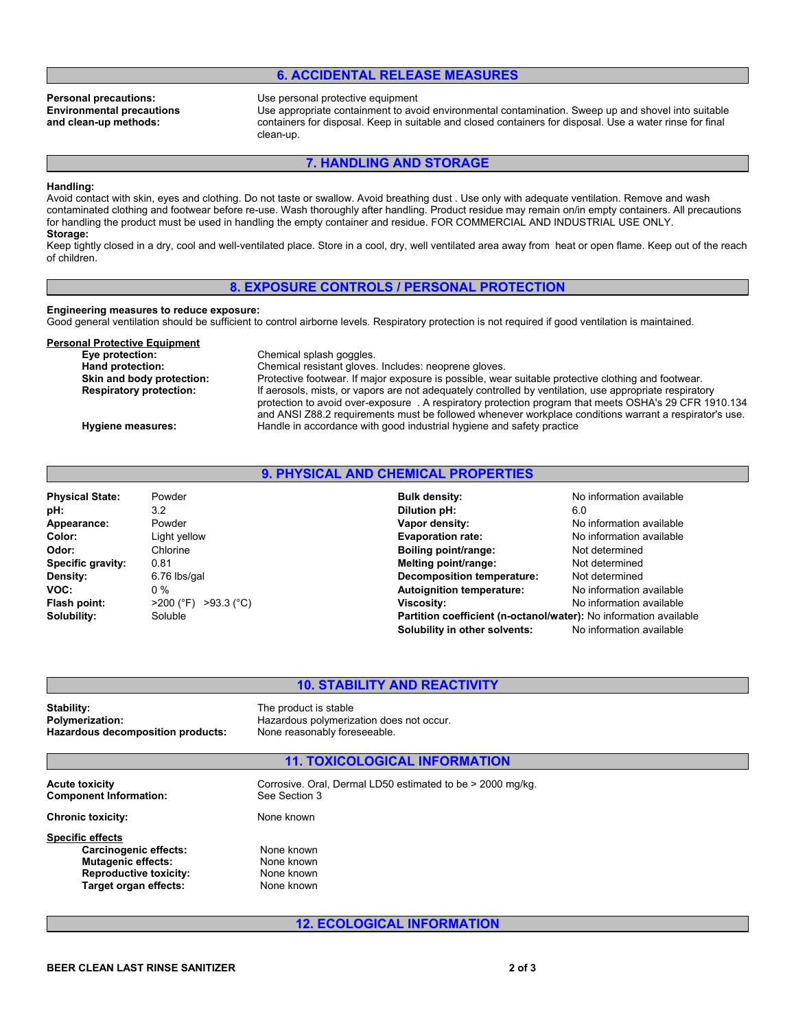## 6. ACCIDENTAL RELEASE MEASURES

**Personal precautions:** Use personal protective equipment

**Environmental precautions and clean-up methods:** Use appropriate containment to avoid environmental contamination. Sweep up and shovel into suitable containers for disposal. Keep in suitable and closed containers for disposal. Use a water rinse for final clean-up.

## 7. HANDLING AND STORAGE

**Handling:**
Avoid contact with skin, eyes and clothing. Do not taste or swallow. Avoid breathing dust . Use only with adequate ventilation. Remove and wash contaminated clothing and footwear before re-use. Wash thoroughly after handling. Product residue may remain on/in empty containers. All precautions for handling the product must be used in handling the empty container and residue. FOR COMMERCIAL AND INDUSTRIAL USE ONLY.

**Storage:**
Keep tightly closed in a dry, cool and well-ventilated place. Store in a cool, dry, well ventilated area away from heat or open flame. Keep out of the reach of children.

## 8. EXPOSURE CONTROLS / PERSONAL PROTECTION

**Engineering measures to reduce exposure:**
Good general ventilation should be sufficient to control airborne levels. Respiratory protection is not required if good ventilation is maintained.

**Personal Protective Equipment**

**Eye protection:** Chemical splash goggles.

**Hand protection:** Chemical resistant gloves. Includes: neoprene gloves.

**Skin and body protection:** Protective footwear. If major exposure is possible, wear suitable protective clothing and footwear.

**Respiratory protection:** If aerosols, mists, or vapors are not adequately controlled by ventilation, use appropriate respiratory protection to avoid over-exposure . A respiratory protection program that meets OSHA's 29 CFR 1910.134 and ANSI Z88.2 requirements must be followed whenever workplace conditions warrant a respirator's use.

**Hygiene measures:** Handle in accordance with good industrial hygiene and safety practice

## 9. PHYSICAL AND CHEMICAL PROPERTIES

| | | | |
|---|---|---|---|
| **Physical State:** | Powder | **Bulk density:** | No information available |
| **pH:** | 3.2 | **Dilution pH:** | 6.0 |
| **Appearance:** | Powder | **Vapor density:** | No information available |
| **Color:** | Light yellow | **Evaporation rate:** | No information available |
| **Odor:** | Chlorine | **Boiling point/range:** | Not determined |
| **Specific gravity:** | 0.81 | **Melting point/range:** | Not determined |
| **Density:** | 6.76 lbs/gal | **Decomposition temperature:** | Not determined |
| **VOC:** | 0 % | **Autoignition temperature:** | No information available |
| **Flash point:** | >200 (°F) >93.3 (°C) | **Viscosity:** | No information available |
| **Solubility:** | Soluble | **Partition coefficient (n-octanol/water):** | No information available |
| | | **Solubility in other solvents:** | No information available |

## 10. STABILITY AND REACTIVITY

**Stability:** The product is stable

**Polymerization:** Hazardous polymerization does not occur.

**Hazardous decomposition products:** None reasonably foreseeable.

## 11. TOXICOLOGICAL INFORMATION

**Acute toxicity:** Corrosive. Oral, Dermal LD50 estimated to be > 2000 mg/kg.

**Component Information:** See Section 3

**Chronic toxicity:** None known

**Specific effects**

**Carcinogenic effects:** None known

**Mutagenic effects:** None known

**Reproductive toxicity:** None known

**Target organ effects:** None known

## 12. ECOLOGICAL INFORMATION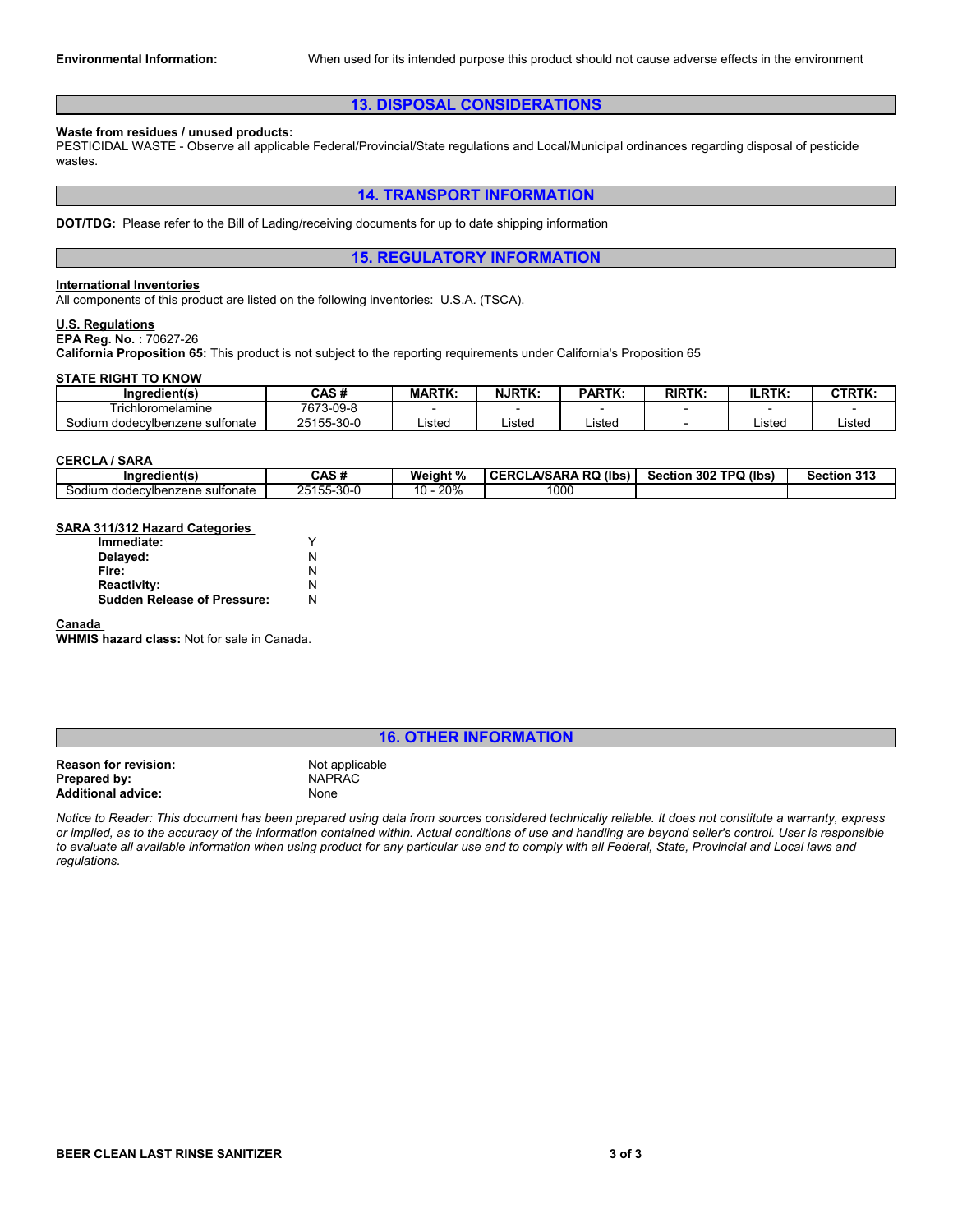**Environmental Information:** When used for its intended purpose this product should not cause adverse effects in the environment

## 13. DISPOSAL CONSIDERATIONS

**Waste from residues / unused products:**
PESTICIDAL WASTE - Observe all applicable Federal/Provincial/State regulations and Local/Municipal ordinances regarding disposal of pesticide wastes.

## 14. TRANSPORT INFORMATION

**DOT/TDG:** Please refer to the Bill of Lading/receiving documents for up to date shipping information

## 15. REGULATORY INFORMATION

**International Inventories**
All components of this product are listed on the following inventories: U.S.A. (TSCA).

**U.S. Regulations**
**EPA Reg. No. :** 70627-26
**California Proposition 65:** This product is not subject to the reporting requirements under California's Proposition 65

**STATE RIGHT TO KNOW**

| Ingredient(s) | CAS # | MARTK: | NJRTK: | PARTK: | RIRTK: | ILRTK: | CTRTK: |
|---|---|---|---|---|---|---|---|
| Trichloromelamine | 7673-09-8 | - | - | - | - | - | - |
| Sodium dodecylbenzene sulfonate | 25155-30-0 | Listed | Listed | Listed | - | Listed | Listed |

**CERCLA / SARA**

| Ingredient(s) | CAS # | Weight % | CERCLA/SARA RQ (lbs) | Section 302 TPQ (lbs) | Section 313 |
|---|---|---|---|---|---|
| Sodium dodecylbenzene sulfonate | 25155-30-0 | 10 - 20% | 1000 | | |

**SARA 311/312 Hazard Categories**

| | |
|---|---|
| **Immediate:** | Y |
| **Delayed:** | N |
| **Fire:** | N |
| **Reactivity:** | N |
| **Sudden Release of Pressure:** | N |

**Canada**
**WHMIS hazard class:** Not for sale in Canada.

## 16. OTHER INFORMATION

**Reason for revision:** Not applicable
**Prepared by:** NAPRAC
**Additional advice:** None

*Notice to Reader: This document has been prepared using data from sources considered technically reliable. It does not constitute a warranty, express or implied, as to the accuracy of the information contained within. Actual conditions of use and handling are beyond seller's control. User is responsible to evaluate all available information when using product for any particular use and to comply with all Federal, State, Provincial and Local laws and regulations.*